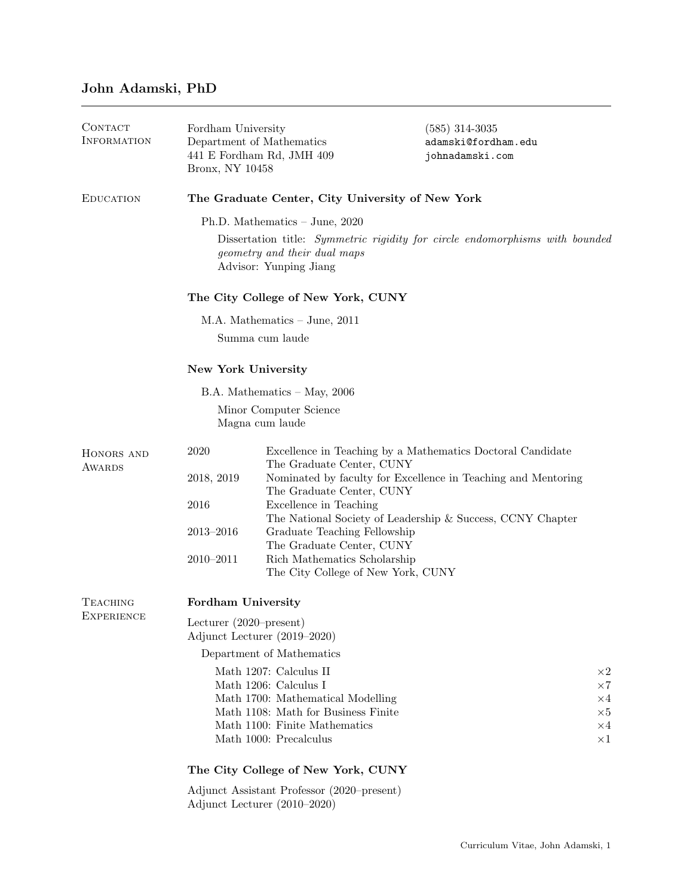# John Adamski, PhD

## Contact Information

Fordham University
Department of Mathematics
441 E Fordham Rd, JMH 409
Bronx, NY 10458

(585) 314-3035
adamski@fordham.edu
johnadamski.com

## Education

**The Graduate Center, City University of New York**

Ph.D. Mathematics – June, 2020

Dissertation title: *Symmetric rigidity for circle endomorphisms with bounded geometry and their dual maps*
Advisor: Yunping Jiang

**The City College of New York, CUNY**

M.A. Mathematics – June, 2011

Summa cum laude

**New York University**

B.A. Mathematics – May, 2006

Minor Computer Science
Magna cum laude

## Honors and Awards

| | |
|---|---|
| 2020 | Excellence in Teaching by a Mathematics Doctoral Candidate<br>The Graduate Center, CUNY |
| 2018, 2019 | Nominated by faculty for Excellence in Teaching and Mentoring<br>The Graduate Center, CUNY |
| 2016 | Excellence in Teaching<br>The National Society of Leadership & Success, CCNY Chapter |
| 2013–2016 | Graduate Teaching Fellowship<br>The Graduate Center, CUNY |
| 2010–2011 | Rich Mathematics Scholarship<br>The City College of New York, CUNY |

## Teaching Experience

**Fordham University**

Lecturer (2020–present)
Adjunct Lecturer (2019–2020)

Department of Mathematics

| | |
|---|---|
| Math 1207: Calculus II | ×2 |
| Math 1206: Calculus I | ×7 |
| Math 1700: Mathematical Modelling | ×4 |
| Math 1108: Math for Business Finite | ×5 |
| Math 1100: Finite Mathematics | ×4 |
| Math 1000: Precalculus | ×1 |

**The City College of New York, CUNY**

Adjunct Assistant Professor (2020–present)
Adjunct Lecturer (2010–2020)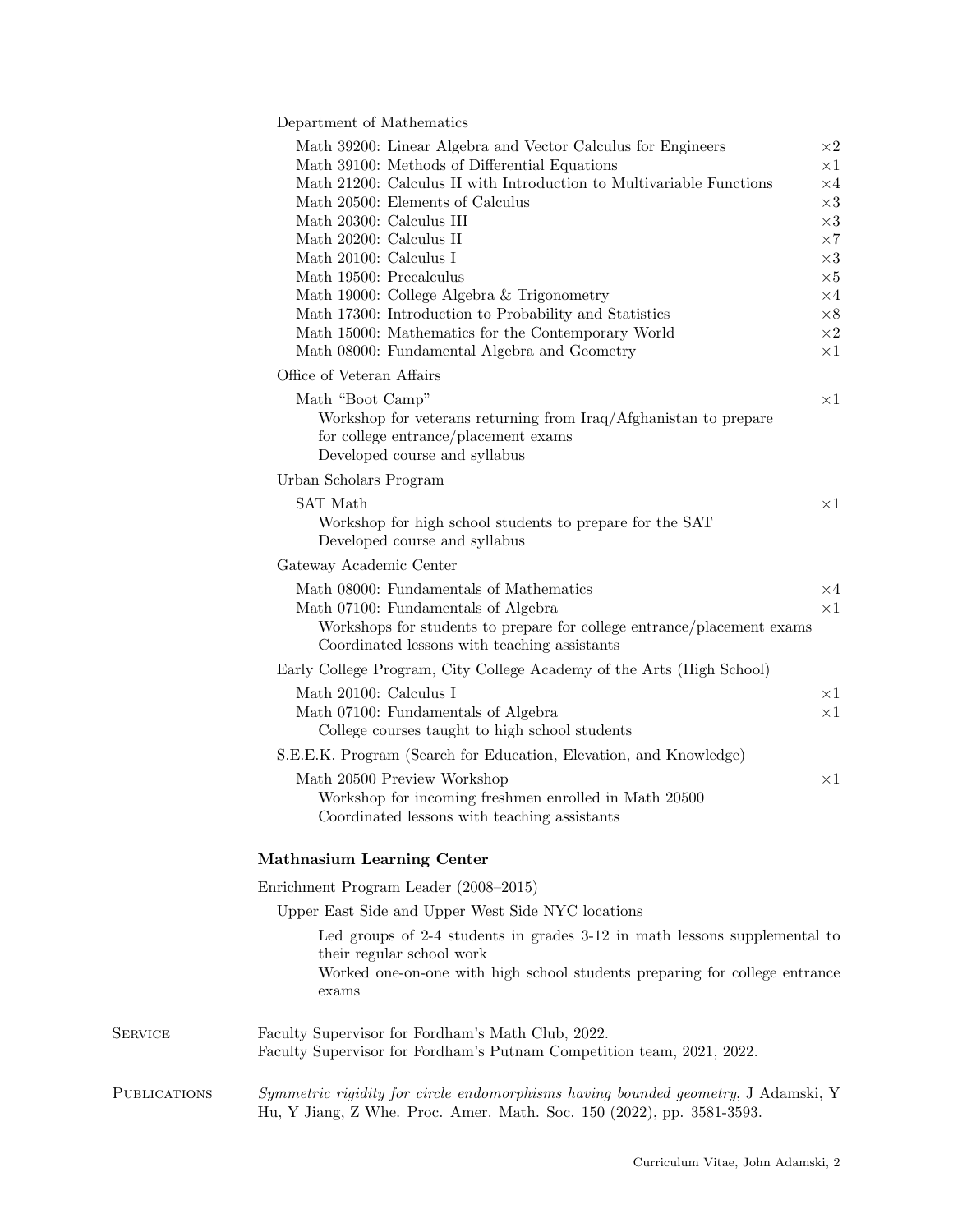Department of Mathematics

| Course | Times |
|---|---|
| Math 39200: Linear Algebra and Vector Calculus for Engineers | ×2 |
| Math 39100: Methods of Differential Equations | ×1 |
| Math 21200: Calculus II with Introduction to Multivariable Functions | ×4 |
| Math 20500: Elements of Calculus | ×3 |
| Math 20300: Calculus III | ×3 |
| Math 20200: Calculus II | ×7 |
| Math 20100: Calculus I | ×3 |
| Math 19500: Precalculus | ×5 |
| Math 19000: College Algebra & Trigonometry | ×4 |
| Math 17300: Introduction to Probability and Statistics | ×8 |
| Math 15000: Mathematics for the Contemporary World | ×2 |
| Math 08000: Fundamental Algebra and Geometry | ×1 |

Office of Veteran Affairs

- Math "Boot Camp" ×1
  - Workshop for veterans returning from Iraq/Afghanistan to prepare for college entrance/placement exams
  - Developed course and syllabus

Urban Scholars Program

- SAT Math ×1
  - Workshop for high school students to prepare for the SAT
  - Developed course and syllabus

Gateway Academic Center

- Math 08000: Fundamentals of Mathematics ×4
- Math 07100: Fundamentals of Algebra ×1
  - Workshops for students to prepare for college entrance/placement exams
  - Coordinated lessons with teaching assistants

Early College Program, City College Academy of the Arts (High School)

- Math 20100: Calculus I ×1
- Math 07100: Fundamentals of Algebra ×1
  - College courses taught to high school students

S.E.E.K. Program (Search for Education, Elevation, and Knowledge)

- Math 20500 Preview Workshop ×1
  - Workshop for incoming freshmen enrolled in Math 20500
  - Coordinated lessons with teaching assistants

### Mathnasium Learning Center

Enrichment Program Leader (2008–2015)

Upper East Side and Upper West Side NYC locations

- Led groups of 2-4 students in grades 3-12 in math lessons supplemental to their regular school work
- Worked one-on-one with high school students preparing for college entrance exams

## Service

Faculty Supervisor for Fordham's Math Club, 2022.
Faculty Supervisor for Fordham's Putnam Competition team, 2021, 2022.

## Publications

*Symmetric rigidity for circle endomorphisms having bounded geometry*, J Adamski, Y Hu, Y Jiang, Z Whe. Proc. Amer. Math. Soc. 150 (2022), pp. 3581-3593.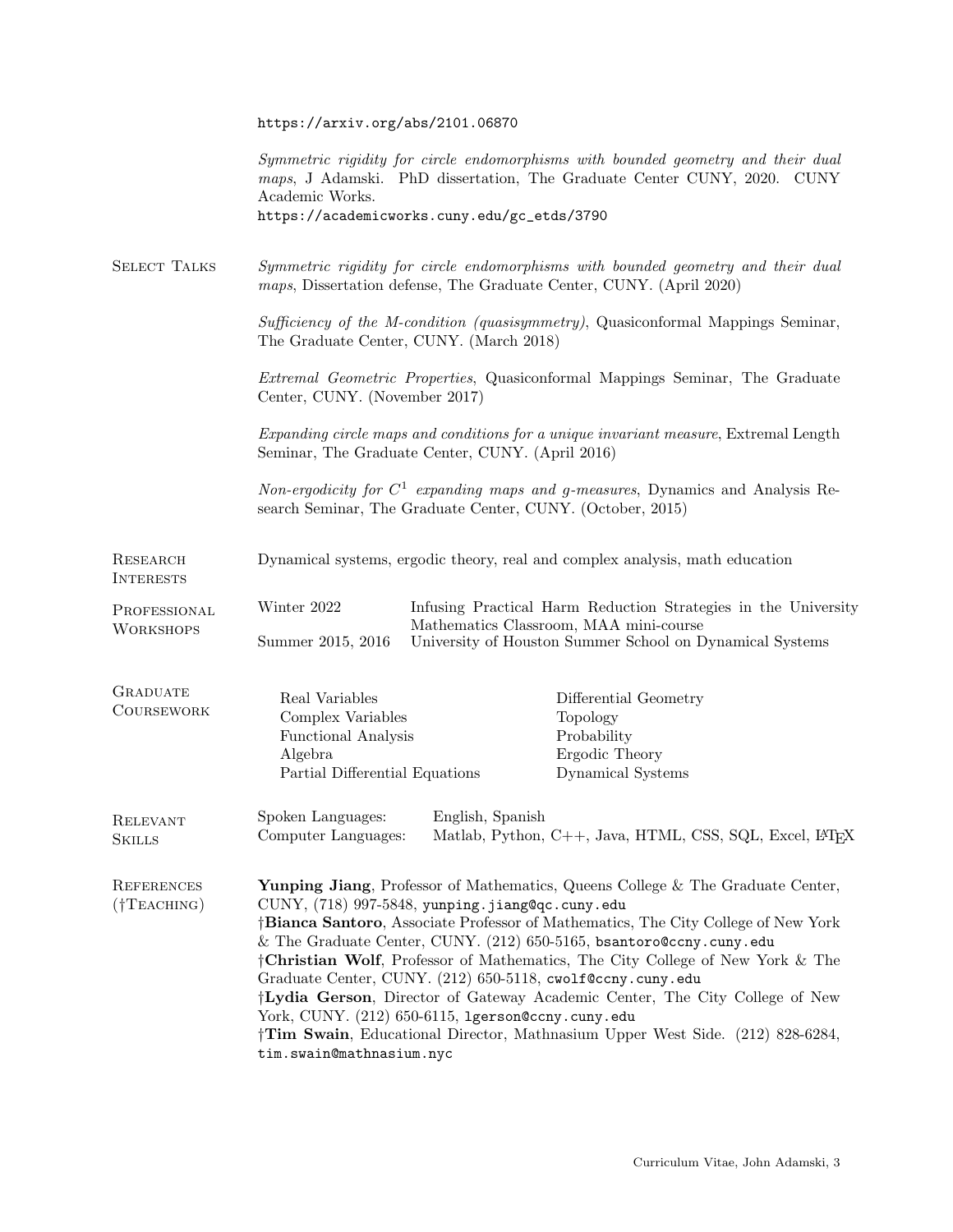https://arxiv.org/abs/2101.06870

*Symmetric rigidity for circle endomorphisms with bounded geometry and their dual maps*, J Adamski. PhD dissertation, The Graduate Center CUNY, 2020. CUNY Academic Works.
https://academicworks.cuny.edu/gc_etds/3790

## Select Talks

*Symmetric rigidity for circle endomorphisms with bounded geometry and their dual maps*, Dissertation defense, The Graduate Center, CUNY. (April 2020)

*Sufficiency of the M-condition (quasisymmetry)*, Quasiconformal Mappings Seminar, The Graduate Center, CUNY. (March 2018)

*Extremal Geometric Properties*, Quasiconformal Mappings Seminar, The Graduate Center, CUNY. (November 2017)

*Expanding circle maps and conditions for a unique invariant measure*, Extremal Length Seminar, The Graduate Center, CUNY. (April 2016)

*Non-ergodicity for $C^1$ expanding maps and g-measures*, Dynamics and Analysis Research Seminar, The Graduate Center, CUNY. (October, 2015)

## Research Interests

Dynamical systems, ergodic theory, real and complex analysis, math education

## Professional Workshops

| | |
|---|---|
| Winter 2022 | Infusing Practical Harm Reduction Strategies in the University Mathematics Classroom, MAA mini-course |
| Summer 2015, 2016 | University of Houston Summer School on Dynamical Systems |

## Graduate Coursework

| | |
|---|---|
| Real Variables | Differential Geometry |
| Complex Variables | Topology |
| Functional Analysis | Probability |
| Algebra | Ergodic Theory |
| Partial Differential Equations | Dynamical Systems |

## Relevant Skills

| | |
|---|---|
| Spoken Languages: | English, Spanish |
| Computer Languages: | Matlab, Python, C++, Java, HTML, CSS, SQL, Excel, LaTeX |

## References (†Teaching)

**Yunping Jiang**, Professor of Mathematics, Queens College & The Graduate Center, CUNY, (718) 997-5848, yunping.jiang@qc.cuny.edu

†**Bianca Santoro**, Associate Professor of Mathematics, The City College of New York & The Graduate Center, CUNY. (212) 650-5165, bsantoro@ccny.cuny.edu

†**Christian Wolf**, Professor of Mathematics, The City College of New York & The Graduate Center, CUNY. (212) 650-5118, cwolf@ccny.cuny.edu

†**Lydia Gerson**, Director of Gateway Academic Center, The City College of New York, CUNY. (212) 650-6115, lgerson@ccny.cuny.edu

†**Tim Swain**, Educational Director, Mathnasium Upper West Side. (212) 828-6284, tim.swain@mathnasium.nyc